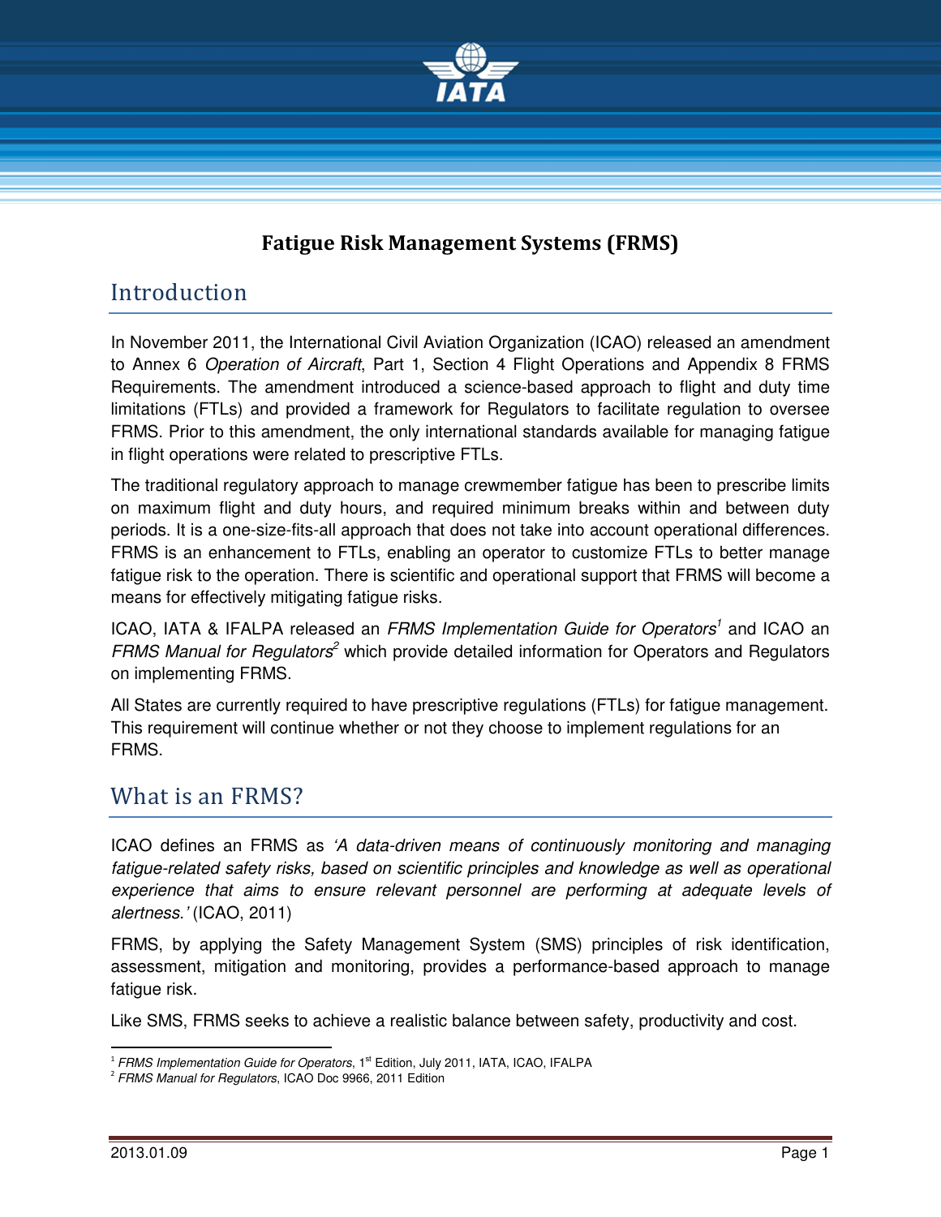# Fatigue Risk Management Systems (FRMS)

## Introduction

In November 2011, the International Civil Aviation Organization (ICAO) released an amendment to Annex 6 *Operation of Aircraft*, Part 1, Section 4 Flight Operations and Appendix 8 FRMS Requirements. The amendment introduced a science-based approach to flight and duty time limitations (FTLs) and provided a framework for Regulators to facilitate regulation to oversee FRMS. Prior to this amendment, the only international standards available for managing fatigue in flight operations were related to prescriptive FTLs.

The traditional regulatory approach to manage crewmember fatigue has been to prescribe limits on maximum flight and duty hours, and required minimum breaks within and between duty periods. It is a one-size-fits-all approach that does not take into account operational differences. FRMS is an enhancement to FTLs, enabling an operator to customize FTLs to better manage fatigue risk to the operation. There is scientific and operational support that FRMS will become a means for effectively mitigating fatigue risks.

ICAO, IATA & IFALPA released an *FRMS Implementation Guide for Operators*[1] and ICAO an *FRMS Manual for Regulators*[2] which provide detailed information for Operators and Regulators on implementing FRMS.

All States are currently required to have prescriptive regulations (FTLs) for fatigue management. This requirement will continue whether or not they choose to implement regulations for an FRMS.

## What is an FRMS?

ICAO defines an FRMS as *'A data-driven means of continuously monitoring and managing fatigue-related safety risks, based on scientific principles and knowledge as well as operational experience that aims to ensure relevant personnel are performing at adequate levels of alertness.'* (ICAO, 2011)

FRMS, by applying the Safety Management System (SMS) principles of risk identification, assessment, mitigation and monitoring, provides a performance-based approach to manage fatigue risk.

Like SMS, FRMS seeks to achieve a realistic balance between safety, productivity and cost.

---

[1] *FRMS Implementation Guide for Operators*, 1st Edition, July 2011, IATA, ICAO, IFALPA

[2] *FRMS Manual for Regulators*, ICAO Doc 9966, 2011 Edition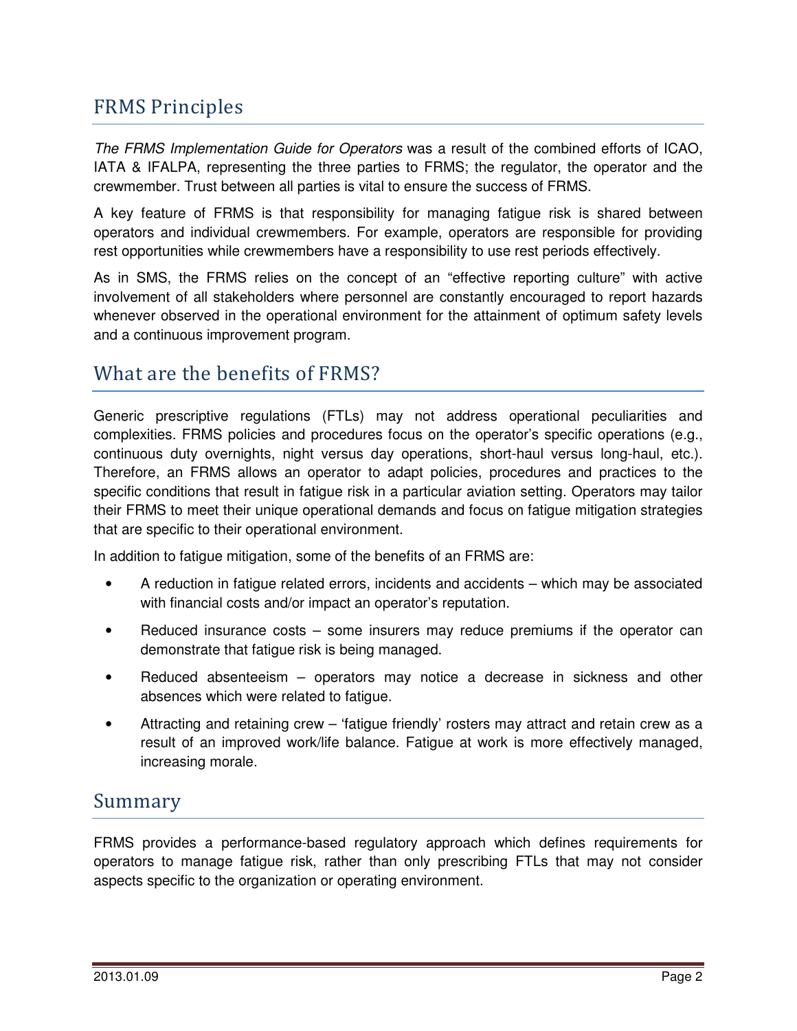## FRMS Principles

*The FRMS Implementation Guide for Operators* was a result of the combined efforts of ICAO, IATA & IFALPA, representing the three parties to FRMS; the regulator, the operator and the crewmember. Trust between all parties is vital to ensure the success of FRMS.

A key feature of FRMS is that responsibility for managing fatigue risk is shared between operators and individual crewmembers. For example, operators are responsible for providing rest opportunities while crewmembers have a responsibility to use rest periods effectively.

As in SMS, the FRMS relies on the concept of an "effective reporting culture" with active involvement of all stakeholders where personnel are constantly encouraged to report hazards whenever observed in the operational environment for the attainment of optimum safety levels and a continuous improvement program.

## What are the benefits of FRMS?

Generic prescriptive regulations (FTLs) may not address operational peculiarities and complexities. FRMS policies and procedures focus on the operator's specific operations (e.g., continuous duty overnights, night versus day operations, short-haul versus long-haul, etc.). Therefore, an FRMS allows an operator to adapt policies, procedures and practices to the specific conditions that result in fatigue risk in a particular aviation setting. Operators may tailor their FRMS to meet their unique operational demands and focus on fatigue mitigation strategies that are specific to their operational environment.

In addition to fatigue mitigation, some of the benefits of an FRMS are:

- A reduction in fatigue related errors, incidents and accidents – which may be associated with financial costs and/or impact an operator's reputation.
- Reduced insurance costs – some insurers may reduce premiums if the operator can demonstrate that fatigue risk is being managed.
- Reduced absenteeism – operators may notice a decrease in sickness and other absences which were related to fatigue.
- Attracting and retaining crew – 'fatigue friendly' rosters may attract and retain crew as a result of an improved work/life balance. Fatigue at work is more effectively managed, increasing morale.

## Summary

FRMS provides a performance-based regulatory approach which defines requirements for operators to manage fatigue risk, rather than only prescribing FTLs that may not consider aspects specific to the organization or operating environment.

2013.01.09